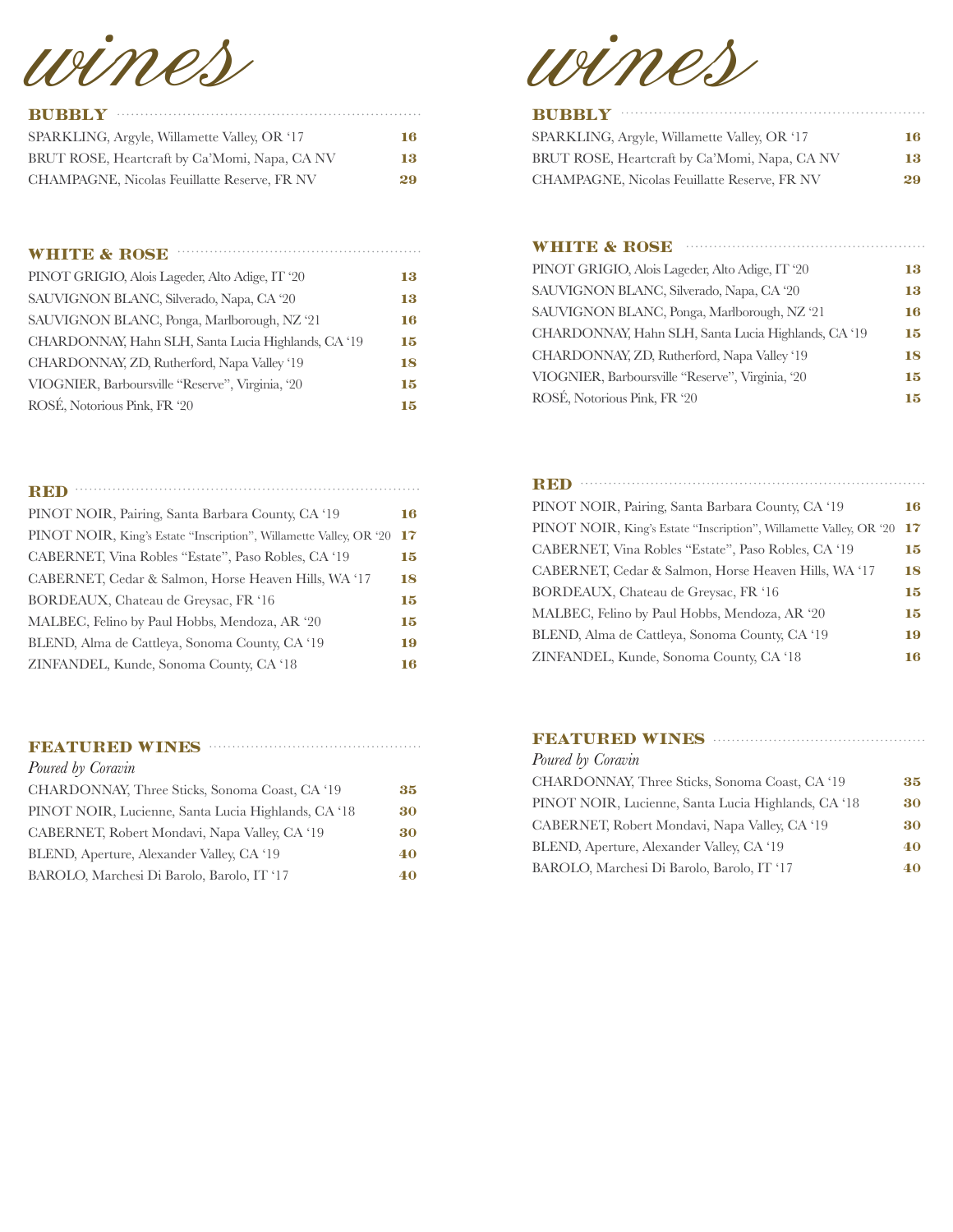# wines

## BUBBLY

| Wine | Price |
| --- | --- |
| SPARKLING, Argyle, Willamette Valley, OR '17 | **16** |
| BRUT ROSE, Heartcraft by Ca'Momi, Napa, CA NV | **13** |
| CHAMPAGNE, Nicolas Feuillatte Reserve, FR NV | **29** |

## WHITE & ROSE

| Wine | Price |
| --- | --- |
| PINOT GRIGIO, Alois Lageder, Alto Adige, IT '20 | **13** |
| SAUVIGNON BLANC, Silverado, Napa, CA '20 | **13** |
| SAUVIGNON BLANC, Ponga, Marlborough, NZ '21 | **16** |
| CHARDONNAY, Hahn SLH, Santa Lucia Highlands, CA '19 | **15** |
| CHARDONNAY, ZD, Rutherford, Napa Valley '19 | **18** |
| VIOGNIER, Barboursville "Reserve", Virginia, '20 | **15** |
| ROSÉ, Notorious Pink, FR '20 | **15** |

## RED

| Wine | Price |
| --- | --- |
| PINOT NOIR, Pairing, Santa Barbara County, CA '19 | **16** |
| PINOT NOIR, King's Estate "Inscription", Willamette Valley, OR '20 | **17** |
| CABERNET, Vina Robles "Estate", Paso Robles, CA '19 | **15** |
| CABERNET, Cedar & Salmon, Horse Heaven Hills, WA '17 | **18** |
| BORDEAUX, Chateau de Greysac, FR '16 | **15** |
| MALBEC, Felino by Paul Hobbs, Mendoza, AR '20 | **15** |
| BLEND, Alma de Cattleya, Sonoma County, CA '19 | **19** |
| ZINFANDEL, Kunde, Sonoma County, CA '18 | **16** |

## FEATURED WINES

*Poured by Coravin*

| Wine | Price |
| --- | --- |
| CHARDONNAY, Three Sticks, Sonoma Coast, CA '19 | **35** |
| PINOT NOIR, Lucienne, Santa Lucia Highlands, CA '18 | **30** |
| CABERNET, Robert Mondavi, Napa Valley, CA '19 | **30** |
| BLEND, Aperture, Alexander Valley, CA '19 | **40** |
| BAROLO, Marchesi Di Barolo, Barolo, IT '17 | **40** |

# wines

## BUBBLY

| Wine | Price |
| --- | --- |
| SPARKLING, Argyle, Willamette Valley, OR '17 | **16** |
| BRUT ROSE, Heartcraft by Ca'Momi, Napa, CA NV | **13** |
| CHAMPAGNE, Nicolas Feuillatte Reserve, FR NV | **29** |

## WHITE & ROSE

| Wine | Price |
| --- | --- |
| PINOT GRIGIO, Alois Lageder, Alto Adige, IT '20 | **13** |
| SAUVIGNON BLANC, Silverado, Napa, CA '20 | **13** |
| SAUVIGNON BLANC, Ponga, Marlborough, NZ '21 | **16** |
| CHARDONNAY, Hahn SLH, Santa Lucia Highlands, CA '19 | **15** |
| CHARDONNAY, ZD, Rutherford, Napa Valley '19 | **18** |
| VIOGNIER, Barboursville "Reserve", Virginia, '20 | **15** |
| ROSÉ, Notorious Pink, FR '20 | **15** |

## RED

| Wine | Price |
| --- | --- |
| PINOT NOIR, Pairing, Santa Barbara County, CA '19 | **16** |
| PINOT NOIR, King's Estate "Inscription", Willamette Valley, OR '20 | **17** |
| CABERNET, Vina Robles "Estate", Paso Robles, CA '19 | **15** |
| CABERNET, Cedar & Salmon, Horse Heaven Hills, WA '17 | **18** |
| BORDEAUX, Chateau de Greysac, FR '16 | **15** |
| MALBEC, Felino by Paul Hobbs, Mendoza, AR '20 | **15** |
| BLEND, Alma de Cattleya, Sonoma County, CA '19 | **19** |
| ZINFANDEL, Kunde, Sonoma County, CA '18 | **16** |

## FEATURED WINES

*Poured by Coravin*

| Wine | Price |
| --- | --- |
| CHARDONNAY, Three Sticks, Sonoma Coast, CA '19 | **35** |
| PINOT NOIR, Lucienne, Santa Lucia Highlands, CA '18 | **30** |
| CABERNET, Robert Mondavi, Napa Valley, CA '19 | **30** |
| BLEND, Aperture, Alexander Valley, CA '19 | **40** |
| BAROLO, Marchesi Di Barolo, Barolo, IT '17 | **40** |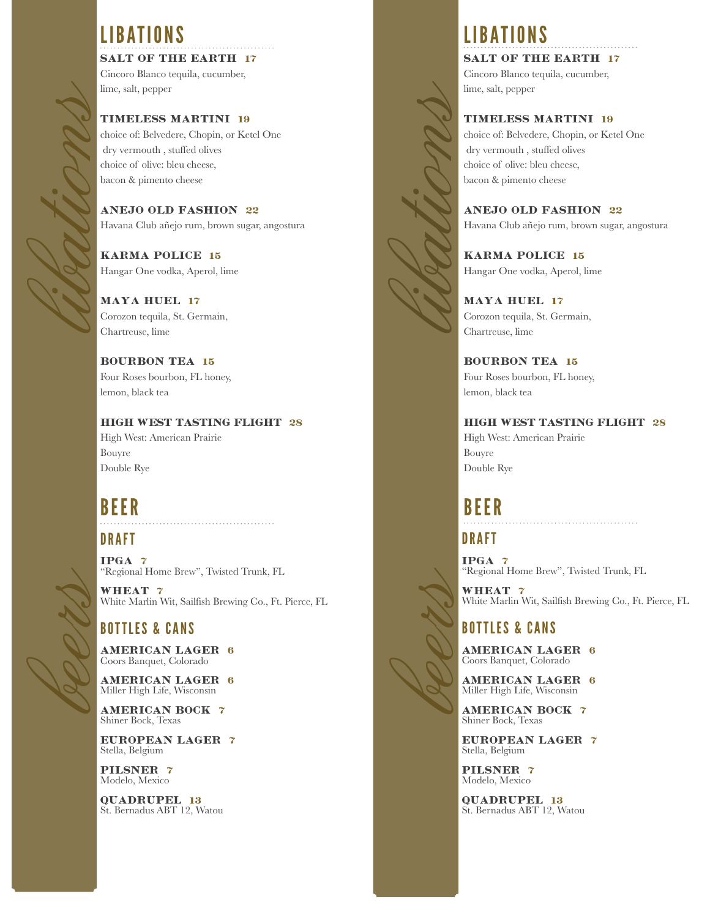# LIBATIONS

**SALT OF THE EARTH 17**
Cincoro Blanco tequila, cucumber, lime, salt, pepper

**TIMELESS MARTINI 19**
choice of: Belvedere, Chopin, or Ketel One
dry vermouth , stuffed olives
choice of olive: bleu cheese, bacon & pimento cheese

**ANEJO OLD FASHION 22**
Havana Club añejo rum, brown sugar, angostura

**KARMA POLICE 15**
Hangar One vodka, Aperol, lime

**MAYA HUEL 17**
Corozon tequila, St. Germain, Chartreuse, lime

**BOURBON TEA 15**
Four Roses bourbon, FL honey, lemon, black tea

**HIGH WEST TASTING FLIGHT 28**
High West: American Prairie
Bouyre
Double Rye

# BEER

## DRAFT

**IPGA 7**
"Regional Home Brew", Twisted Trunk, FL

**WHEAT 7**
White Marlin Wit, Sailfish Brewing Co., Ft. Pierce, FL

## BOTTLES & CANS

**AMERICAN LAGER 6**
Coors Banquet, Colorado

**AMERICAN LAGER 6**
Miller High Life, Wisconsin

**AMERICAN BOCK 7**
Shiner Bock, Texas

**EUROPEAN LAGER 7**
Stella, Belgium

**PILSNER 7**
Modelo, Mexico

**QUADRUPEL 13**
St. Bernadus ABT 12, Watou

# LIBATIONS

**SALT OF THE EARTH 17**
Cincoro Blanco tequila, cucumber, lime, salt, pepper

**TIMELESS MARTINI 19**
choice of: Belvedere, Chopin, or Ketel One
dry vermouth , stuffed olives
choice of olive: bleu cheese, bacon & pimento cheese

**ANEJO OLD FASHION 22**
Havana Club añejo rum, brown sugar, angostura

**KARMA POLICE 15**
Hangar One vodka, Aperol, lime

**MAYA HUEL 17**
Corozon tequila, St. Germain, Chartreuse, lime

**BOURBON TEA 15**
Four Roses bourbon, FL honey, lemon, black tea

**HIGH WEST TASTING FLIGHT 28**
High West: American Prairie
Bouyre
Double Rye

# BEER

## DRAFT

**IPGA 7**
"Regional Home Brew", Twisted Trunk, FL

**WHEAT 7**
White Marlin Wit, Sailfish Brewing Co., Ft. Pierce, FL

## BOTTLES & CANS

**AMERICAN LAGER 6**
Coors Banquet, Colorado

**AMERICAN LAGER 6**
Miller High Life, Wisconsin

**AMERICAN BOCK 7**
Shiner Bock, Texas

**EUROPEAN LAGER 7**
Stella, Belgium

**PILSNER 7**
Modelo, Mexico

**QUADRUPEL 13**
St. Bernadus ABT 12, Watou